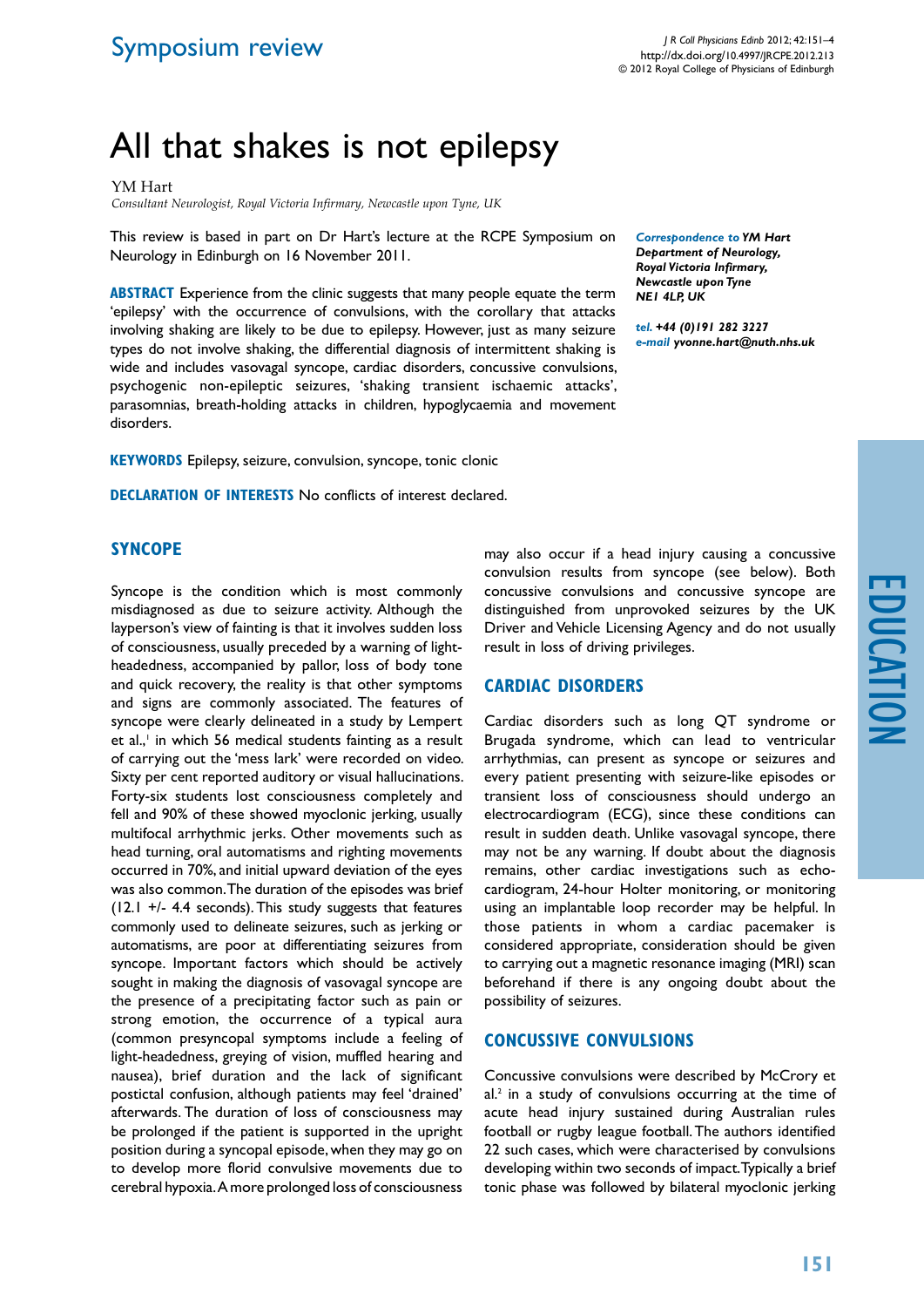Symposium review

# All that shakes is not epilepsy

YM Hart

*Consultant Neurologist, Royal Victoria Infirmary, Newcastle upon Tyne, UK*

This review is based in part on Dr Hart's lecture at the RCPE Symposium on Neurology in Edinburgh on 16 November 2011.

**ABSTRACT** Experience from the clinic suggests that many people equate the term 'epilepsy' with the occurrence of convulsions, with the corollary that attacks involving shaking are likely to be due to epilepsy. However, just as many seizure types do not involve shaking, the differential diagnosis of intermittent shaking is wide and includes vasovagal syncope, cardiac disorders, concussive convulsions, psychogenic non-epileptic seizures, 'shaking transient ischaemic attacks', parasomnias, breath-holding attacks in children, hypoglycaemia and movement disorders.

**KEYWORDS** Epilepsy, seizure, convulsion, syncope, tonic clonic

**DECLARATION OF INTERESTS** No conflicts of interest declared.

***Correspondence to** YM Hart*
*Department of Neurology, Royal Victoria Infirmary, Newcastle upon Tyne NE1 4LP, UK*

*tel. +44 (0)191 282 3227*
*e-mail yvonne.hart@nuth.nhs.uk*

## SYNCOPE

Syncope is the condition which is most commonly misdiagnosed as due to seizure activity. Although the layperson's view of fainting is that it involves sudden loss of consciousness, usually preceded by a warning of light-headedness, accompanied by pallor, loss of body tone and quick recovery, the reality is that other symptoms and signs are commonly associated. The features of syncope were clearly delineated in a study by Lempert et al.,[1] in which 56 medical students fainting as a result of carrying out the 'mess lark' were recorded on video. Sixty per cent reported auditory or visual hallucinations. Forty-six students lost consciousness completely and fell and 90% of these showed myoclonic jerking, usually multifocal arrhythmic jerks. Other movements such as head turning, oral automatisms and righting movements occurred in 70%, and initial upward deviation of the eyes was also common. The duration of the episodes was brief (12.1 +/- 4.4 seconds). This study suggests that features commonly used to delineate seizures, such as jerking or automatisms, are poor at differentiating seizures from syncope. Important factors which should be actively sought in making the diagnosis of vasovagal syncope are the presence of a precipitating factor such as pain or strong emotion, the occurrence of a typical aura (common presyncopal symptoms include a feeling of light-headedness, greying of vision, muffled hearing and nausea), brief duration and the lack of significant postictal confusion, although patients may feel 'drained' afterwards. The duration of loss of consciousness may be prolonged if the patient is supported in the upright position during a syncopal episode, when they may go on to develop more florid convulsive movements due to cerebral hypoxia. A more prolonged loss of consciousness may also occur if a head injury causing a concussive convulsion results from syncope (see below). Both concussive convulsions and concussive syncope are distinguished from unprovoked seizures by the UK Driver and Vehicle Licensing Agency and do not usually result in loss of driving privileges.

## CARDIAC DISORDERS

Cardiac disorders such as long QT syndrome or Brugada syndrome, which can lead to ventricular arrhythmias, can present as syncope or seizures and every patient presenting with seizure-like episodes or transient loss of consciousness should undergo an electrocardiogram (ECG), since these conditions can result in sudden death. Unlike vasovagal syncope, there may not be any warning. If doubt about the diagnosis remains, other cardiac investigations such as echocardiogram, 24-hour Holter monitoring, or monitoring using an implantable loop recorder may be helpful. In those patients in whom a cardiac pacemaker is considered appropriate, consideration should be given to carrying out a magnetic resonance imaging (MRI) scan beforehand if there is any ongoing doubt about the possibility of seizures.

## CONCUSSIVE CONVULSIONS

Concussive convulsions were described by McCrory et al.[2] in a study of convulsions occurring at the time of acute head injury sustained during Australian rules football or rugby league football. The authors identified 22 such cases, which were characterised by convulsions developing within two seconds of impact. Typically a brief tonic phase was followed by bilateral myoclonic jerking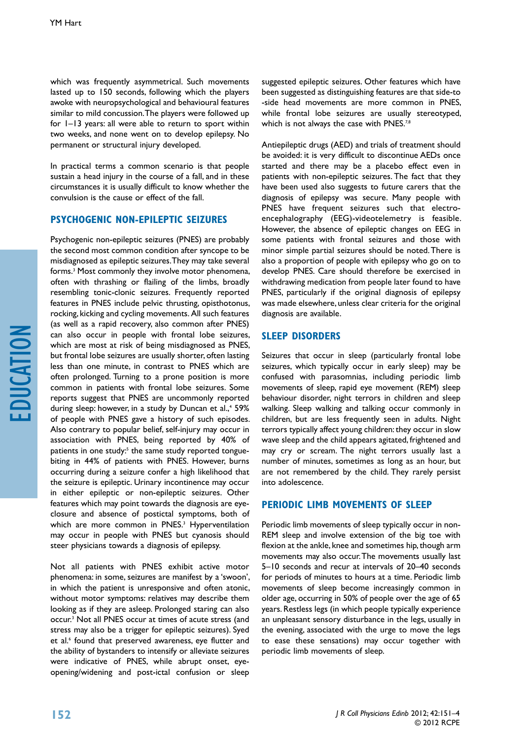which was frequently asymmetrical. Such movements lasted up to 150 seconds, following which the players awoke with neuropsychological and behavioural features similar to mild concussion. The players were followed up for 1–13 years: all were able to return to sport within two weeks, and none went on to develop epilepsy. No permanent or structural injury developed.

In practical terms a common scenario is that people sustain a head injury in the course of a fall, and in these circumstances it is usually difficult to know whether the convulsion is the cause or effect of the fall.

## PSYCHOGENIC NON-EPILEPTIC SEIZURES

Psychogenic non-epileptic seizures (PNES) are probably the second most common condition after syncope to be misdiagnosed as epileptic seizures. They may take several forms.[3] Most commonly they involve motor phenomena, often with thrashing or flailing of the limbs, broadly resembling tonic-clonic seizures. Frequently reported features in PNES include pelvic thrusting, opisthotonus, rocking, kicking and cycling movements. All such features (as well as a rapid recovery, also common after PNES) can also occur in people with frontal lobe seizures, which are most at risk of being misdiagnosed as PNES, but frontal lobe seizures are usually shorter, often lasting less than one minute, in contrast to PNES which are often prolonged. Turning to a prone position is more common in patients with frontal lobe seizures. Some reports suggest that PNES are uncommonly reported during sleep: however, in a study by Duncan et al.,[4] 59% of people with PNES gave a history of such episodes. Also contrary to popular belief, self-injury may occur in association with PNES, being reported by 40% of patients in one study:[5] the same study reported tongue-biting in 44% of patients with PNES. However, burns occurring during a seizure confer a high likelihood that the seizure is epileptic. Urinary incontinence may occur in either epileptic or non-epileptic seizures. Other features which may point towards the diagnosis are eye-closure and absence of postictal symptoms, both of which are more common in PNES.[3] Hyperventilation may occur in people with PNES but cyanosis should steer physicians towards a diagnosis of epilepsy.

Not all patients with PNES exhibit active motor phenomena: in some, seizures are manifest by a 'swoon', in which the patient is unresponsive and often atonic, without motor symptoms: relatives may describe them looking as if they are asleep. Prolonged staring can also occur.[3] Not all PNES occur at times of acute stress (and stress may also be a trigger for epileptic seizures). Syed et al.[6] found that preserved awareness, eye flutter and the ability of bystanders to intensify or alleviate seizures were indicative of PNES, while abrupt onset, eye-opening/widening and post-ictal confusion or sleep suggested epileptic seizures. Other features which have been suggested as distinguishing features are that side-to-side head movements are more common in PNES, while frontal lobe seizures are usually stereotyped, which is not always the case with PNES.[7,8]

Antiepileptic drugs (AED) and trials of treatment should be avoided: it is very difficult to discontinue AEDs once started and there may be a placebo effect even in patients with non-epileptic seizures. The fact that they have been used also suggests to future carers that the diagnosis of epilepsy was secure. Many people with PNES have frequent seizures such that electroencephalography (EEG)-videotelemetry is feasible. However, the absence of epileptic changes on EEG in some patients with frontal seizures and those with minor simple partial seizures should be noted. There is also a proportion of people with epilepsy who go on to develop PNES. Care should therefore be exercised in withdrawing medication from people later found to have PNES, particularly if the original diagnosis of epilepsy was made elsewhere, unless clear criteria for the original diagnosis are available.

## SLEEP DISORDERS

Seizures that occur in sleep (particularly frontal lobe seizures, which typically occur in early sleep) may be confused with parasomnias, including periodic limb movements of sleep, rapid eye movement (REM) sleep behaviour disorder, night terrors in children and sleep walking. Sleep walking and talking occur commonly in children, but are less frequently seen in adults. Night terrors typically affect young children: they occur in slow wave sleep and the child appears agitated, frightened and may cry or scream. The night terrors usually last a number of minutes, sometimes as long as an hour, but are not remembered by the child. They rarely persist into adolescence.

## PERIODIC LIMB MOVEMENTS OF SLEEP

Periodic limb movements of sleep typically occur in non-REM sleep and involve extension of the big toe with flexion at the ankle, knee and sometimes hip, though arm movements may also occur. The movements usually last 5–10 seconds and recur at intervals of 20–40 seconds for periods of minutes to hours at a time. Periodic limb movements of sleep become increasingly common in older age, occurring in 50% of people over the age of 65 years. Restless legs (in which people typically experience an unpleasant sensory disturbance in the legs, usually in the evening, associated with the urge to move the legs to ease these sensations) may occur together with periodic limb movements of sleep.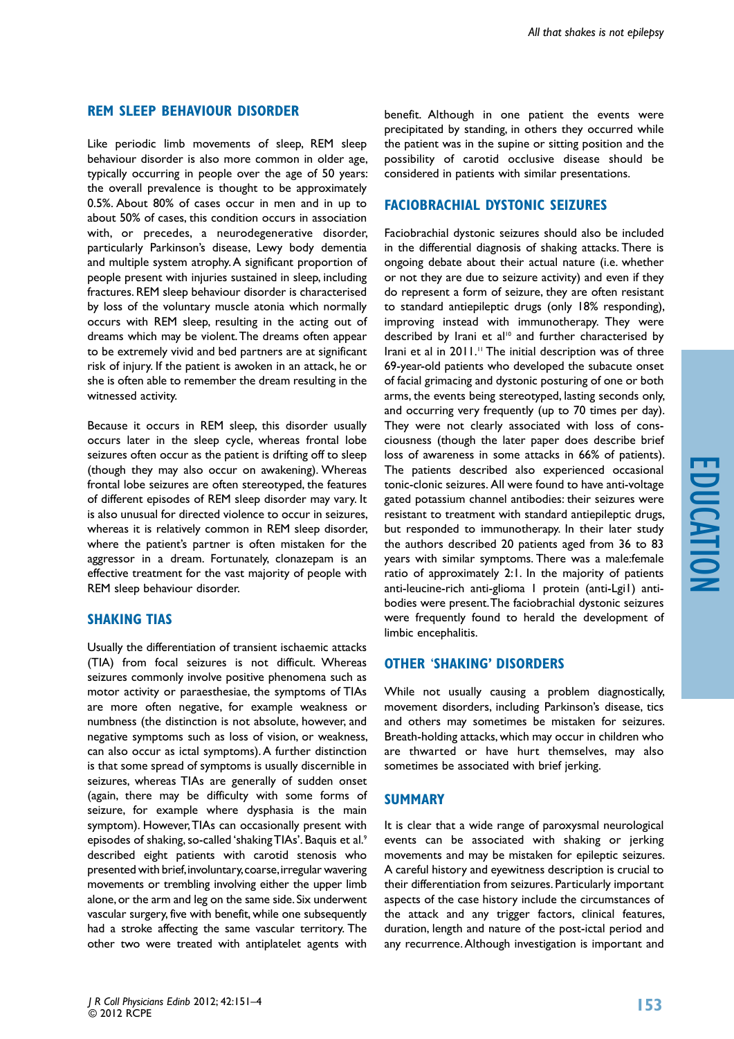## REM sleep behaviour disorder

Like periodic limb movements of sleep, REM sleep behaviour disorder is also more common in older age, typically occurring in people over the age of 50 years: the overall prevalence is thought to be approximately 0.5%. About 80% of cases occur in men and in up to about 50% of cases, this condition occurs in association with, or precedes, a neurodegenerative disorder, particularly Parkinson's disease, Lewy body dementia and multiple system atrophy. A significant proportion of people present with injuries sustained in sleep, including fractures. REM sleep behaviour disorder is characterised by loss of the voluntary muscle atonia which normally occurs with REM sleep, resulting in the acting out of dreams which may be violent. The dreams often appear to be extremely vivid and bed partners are at significant risk of injury. If the patient is awoken in an attack, he or she is often able to remember the dream resulting in the witnessed activity.

Because it occurs in REM sleep, this disorder usually occurs later in the sleep cycle, whereas frontal lobe seizures often occur as the patient is drifting off to sleep (though they may also occur on awakening). Whereas frontal lobe seizures are often stereotyped, the features of different episodes of REM sleep disorder may vary. It is also unusual for directed violence to occur in seizures, whereas it is relatively common in REM sleep disorder, where the patient's partner is often mistaken for the aggressor in a dream. Fortunately, clonazepam is an effective treatment for the vast majority of people with REM sleep behaviour disorder.

## Shaking TIAs

Usually the differentiation of transient ischaemic attacks (TIA) from focal seizures is not difficult. Whereas seizures commonly involve positive phenomena such as motor activity or paraesthesiae, the symptoms of TIAs are more often negative, for example weakness or numbness (the distinction is not absolute, however, and negative symptoms such as loss of vision, or weakness, can also occur as ictal symptoms). A further distinction is that some spread of symptoms is usually discernible in seizures, whereas TIAs are generally of sudden onset (again, there may be difficulty with some forms of seizure, for example where dysphasia is the main symptom). However, TIAs can occasionally present with episodes of shaking, so-called 'shaking TIAs'. Baquis et al.[9] described eight patients with carotid stenosis who presented with brief, involuntary, coarse, irregular wavering movements or trembling involving either the upper limb alone, or the arm and leg on the same side. Six underwent vascular surgery, five with benefit, while one subsequently had a stroke affecting the same vascular territory. The other two were treated with antiplatelet agents with benefit. Although in one patient the events were precipitated by standing, in others they occurred while the patient was in the supine or sitting position and the possibility of carotid occlusive disease should be considered in patients with similar presentations.

## Faciobrachial dystonic seizures

Faciobrachial dystonic seizures should also be included in the differential diagnosis of shaking attacks. There is ongoing debate about their actual nature (i.e. whether or not they are due to seizure activity) and even if they do represent a form of seizure, they are often resistant to standard antiepileptic drugs (only 18% responding), improving instead with immunotherapy. They were described by Irani et al[10] and further characterised by Irani et al in 2011.[11] The initial description was of three 69-year-old patients who developed the subacute onset of facial grimacing and dystonic posturing of one or both arms, the events being stereotyped, lasting seconds only, and occurring very frequently (up to 70 times per day). They were not clearly associated with loss of consciousness (though the later paper does describe brief loss of awareness in some attacks in 66% of patients). The patients described also experienced occasional tonic-clonic seizures. All were found to have anti-voltage gated potassium channel antibodies: their seizures were resistant to treatment with standard antiepileptic drugs, but responded to immunotherapy. In their later study the authors described 20 patients aged from 36 to 83 years with similar symptoms. There was a male:female ratio of approximately 2:1. In the majority of patients anti-leucine-rich anti-glioma I protein (anti-Lgi1) antibodies were present. The faciobrachial dystonic seizures were frequently found to herald the development of limbic encephalitis.

## Other 'shaking' disorders

While not usually causing a problem diagnostically, movement disorders, including Parkinson's disease, tics and others may sometimes be mistaken for seizures. Breath-holding attacks, which may occur in children who are thwarted or have hurt themselves, may also sometimes be associated with brief jerking.

## Summary

It is clear that a wide range of paroxysmal neurological events can be associated with shaking or jerking movements and may be mistaken for epileptic seizures. A careful history and eyewitness description is crucial to their differentiation from seizures. Particularly important aspects of the case history include the circumstances of the attack and any trigger factors, clinical features, duration, length and nature of the post-ictal period and any recurrence. Although investigation is important and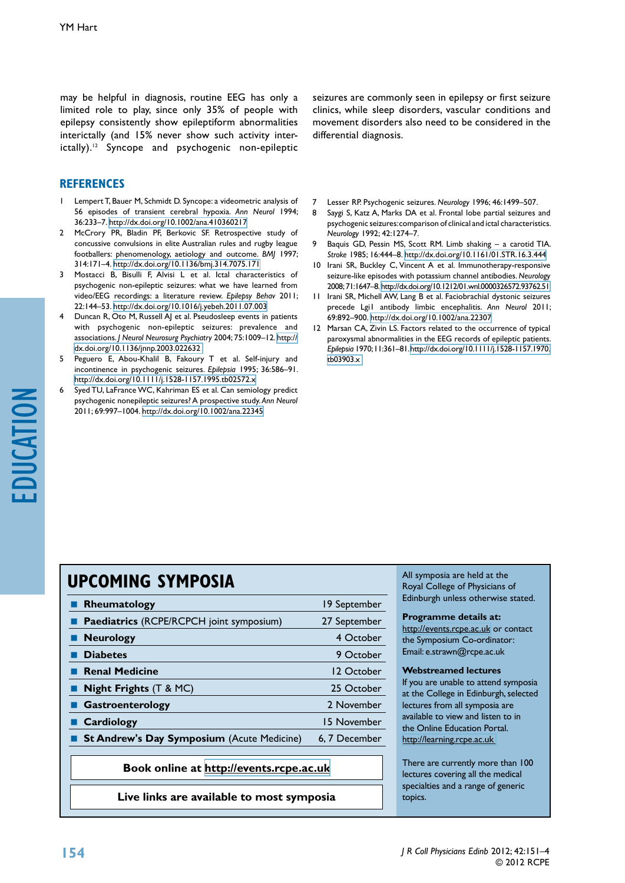may be helpful in diagnosis, routine EEG has only a limited role to play, since only 35% of people with epilepsy consistently show epileptiform abnormalities interictally (and 15% never show such activity inter-ictally).[12] Syncope and psychogenic non-epileptic seizures are commonly seen in epilepsy or first seizure clinics, while sleep disorders, vascular conditions and movement disorders also need to be considered in the differential diagnosis.

## REFERENCES

1. Lempert T, Bauer M, Schmidt D. Syncope: a videometric analysis of 56 episodes of transient cerebral hypoxia. *Ann Neurol* 1994; 36:233–7. http://dx.doi.org/10.1002/ana.410360217
2. McCrory PR, Bladin PF, Berkovic SF. Retrospective study of concussive convulsions in elite Australian rules and rugby league footballers: phenomenology, aetiology and outcome. *BMJ* 1997; 314:171–4. http://dx.doi.org/10.1136/bmj.314.7075.171
3. Mostacci B, Bisulli F, Alvisi L et al. Ictal characteristics of psychogenic non-epileptic seizures: what we have learned from video/EEG recordings: a literature review. *Epilepsy Behav* 2011; 22:144–53. http://dx.doi.org/10.1016/j.yebeh.2011.07.003
4. Duncan R, Oto M, Russell AJ et al. Pseudosleep events in patients with psychogenic non-epileptic seizures: prevalence and associations. *J Neurol Neurosurg Psychiatry* 2004; 75:1009–12. http://dx.doi.org/10.1136/jnnp.2003.022632
5. Peguero E, Abou-Khalil B, Fakoury T et al. Self-injury and incontinence in psychogenic seizures. *Epilepsia* 1995; 36:586–91. http://dx.doi.org/10.1111/j.1528-1157.1995.tb02572.x
6. Syed TU, LaFrance WC, Kahriman ES et al. Can semiology predict psychogenic nonepileptic seizures? A prospective study. *Ann Neurol* 2011; 69:997–1004. http://dx.doi.org/10.1002/ana.22345
7. Lesser RP. Psychogenic seizures. *Neurology* 1996; 46:1499–507.
8. Saygi S, Katz A, Marks DA et al. Frontal lobe partial seizures and psychogenic seizures: comparison of clinical and ictal characteristics. *Neurology* 1992; 42:1274–7.
9. Baquis GD, Pessin MS, Scott RM. Limb shaking – a carotid TIA. *Stroke* 1985; 16:444–8. http://dx.doi.org/10.1161/01.STR.16.3.444
10. Irani SR, Buckley C, Vincent A et al. Immunotherapy-responsive seizure-like episodes with potassium channel antibodies. *Neurology* 2008; 71:1647–8. http://dx.doi.org/10.1212/01.wnl.0000326572.93762.51
11. Irani SR, Michell AW, Lang B et al. Faciobrachial dystonic seizures precede Lgi1 antibody limbic encephalitis. *Ann Neurol* 2011; 69:892–900. http://dx.doi.org/10.1002/ana.22307
12. Marsan CA, Zivin LS. Factors related to the occurrence of typical paroxysmal abnormalities in the EEG records of epileptic patients. *Epilepsia* 1970; 11:361–81. http://dx.doi.org/10.1111/j.1528-1157.1970.tb03903.x

## UPCOMING SYMPOSIA

| | |
|---|---|
| **Rheumatology** | 19 September |
| **Paediatrics** (RCPE/RCPCH joint symposium) | 27 September |
| **Neurology** | 4 October |
| **Diabetes** | 9 October |
| **Renal Medicine** | 12 October |
| **Night Frights** (T & MC) | 25 October |
| **Gastroenterology** | 2 November |
| **Cardiology** | 15 November |
| **St Andrew's Day Symposium** (Acute Medicine) | 6, 7 December |

**Book online at http://events.rcpe.ac.uk**

**Live links are available to most symposia**

All symposia are held at the Royal College of Physicians of Edinburgh unless otherwise stated.

**Programme details at:**
http://events.rcpe.ac.uk or contact the Symposium Co-ordinator:
Email: e.strawn@rcpe.ac.uk

**Webstreamed lectures**
If you are unable to attend symposia at the College in Edinburgh, selected lectures from all symposia are available to view and listen to in the Online Education Portal.
http://learning.rcpe.ac.uk

There are currently more than 100 lectures covering all the medical specialties and a range of generic topics.